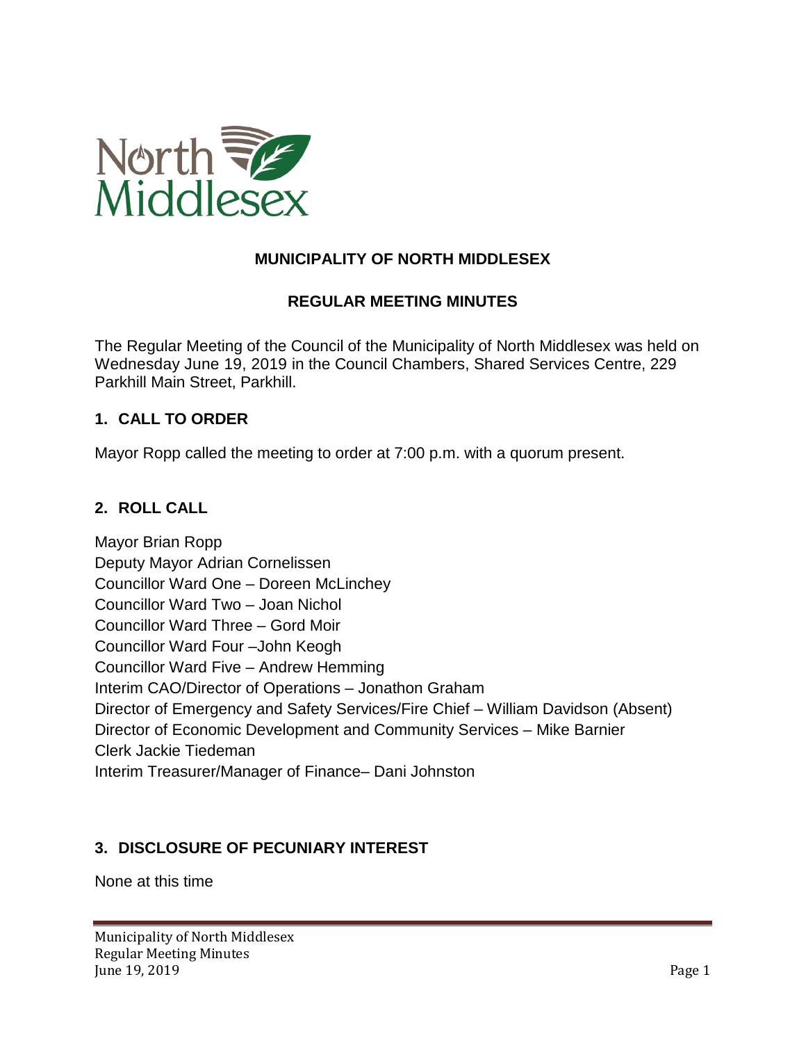# MUNICIPALITY OF NORTH MIDDLESEX

## REGULAR MEETING MINUTES

The Regular Meeting of the Council of the Municipality of North Middlesex was held on Wednesday June 19, 2019 in the Council Chambers, Shared Services Centre, 229 Parkhill Main Street, Parkhill.

### 1. CALL TO ORDER

Mayor Ropp called the meeting to order at 7:00 p.m. with a quorum present.

### 2. ROLL CALL

Mayor Brian Ropp
Deputy Mayor Adrian Cornelissen
Councillor Ward One – Doreen McLinchey
Councillor Ward Two – Joan Nichol
Councillor Ward Three – Gord Moir
Councillor Ward Four –John Keogh
Councillor Ward Five – Andrew Hemming
Interim CAO/Director of Operations – Jonathon Graham
Director of Emergency and Safety Services/Fire Chief – William Davidson (Absent)
Director of Economic Development and Community Services – Mike Barnier
Clerk Jackie Tiedeman
Interim Treasurer/Manager of Finance– Dani Johnston

### 3. DISCLOSURE OF PECUNIARY INTEREST

None at this time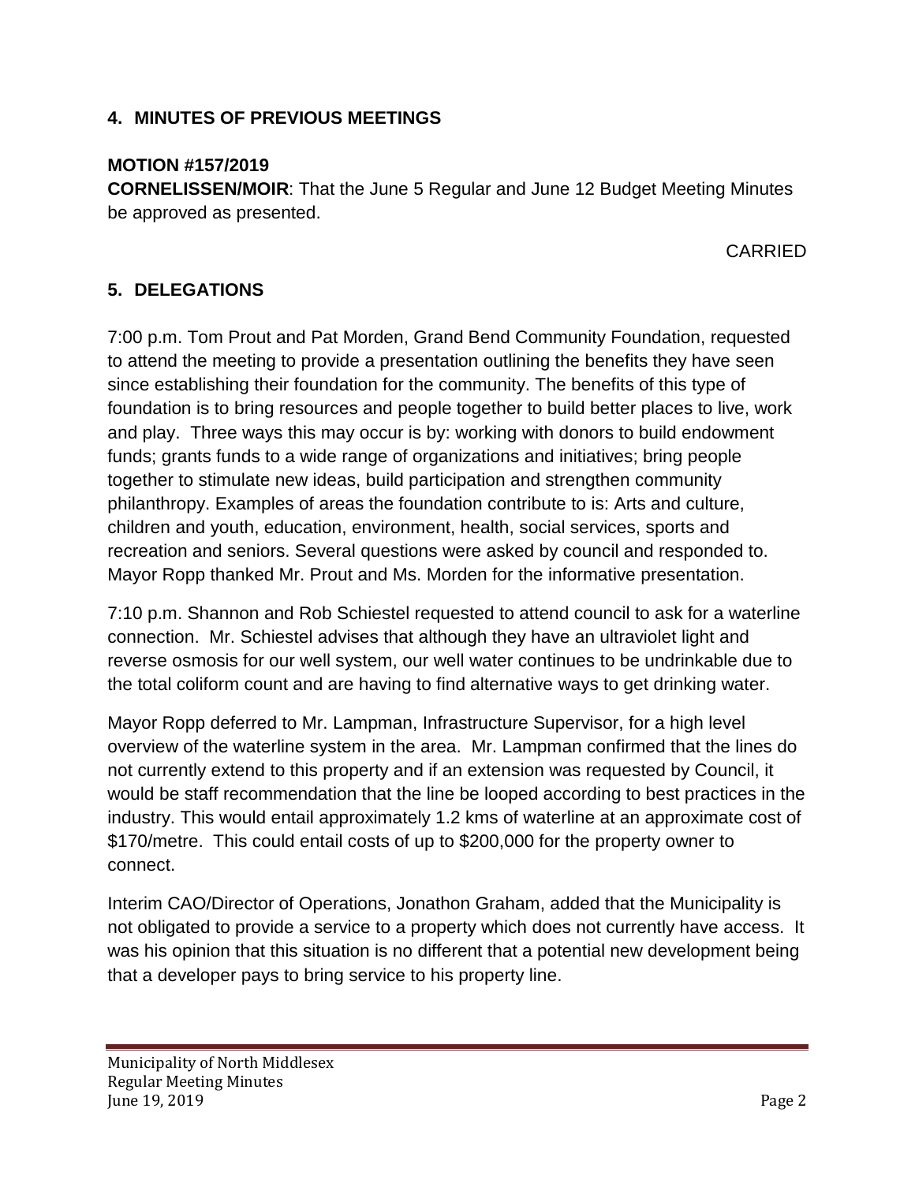## 4. MINUTES OF PREVIOUS MEETINGS

**MOTION #157/2019**
**CORNELISSEN/MOIR**: That the June 5 Regular and June 12 Budget Meeting Minutes be approved as presented.

CARRIED

## 5. DELEGATIONS

7:00 p.m. Tom Prout and Pat Morden, Grand Bend Community Foundation, requested to attend the meeting to provide a presentation outlining the benefits they have seen since establishing their foundation for the community. The benefits of this type of foundation is to bring resources and people together to build better places to live, work and play. Three ways this may occur is by: working with donors to build endowment funds; grants funds to a wide range of organizations and initiatives; bring people together to stimulate new ideas, build participation and strengthen community philanthropy. Examples of areas the foundation contribute to is: Arts and culture, children and youth, education, environment, health, social services, sports and recreation and seniors. Several questions were asked by council and responded to. Mayor Ropp thanked Mr. Prout and Ms. Morden for the informative presentation.

7:10 p.m. Shannon and Rob Schiestel requested to attend council to ask for a waterline connection. Mr. Schiestel advises that although they have an ultraviolet light and reverse osmosis for our well system, our well water continues to be undrinkable due to the total coliform count and are having to find alternative ways to get drinking water.

Mayor Ropp deferred to Mr. Lampman, Infrastructure Supervisor, for a high level overview of the waterline system in the area. Mr. Lampman confirmed that the lines do not currently extend to this property and if an extension was requested by Council, it would be staff recommendation that the line be looped according to best practices in the industry. This would entail approximately 1.2 kms of waterline at an approximate cost of \$170/metre. This could entail costs of up to \$200,000 for the property owner to connect.

Interim CAO/Director of Operations, Jonathon Graham, added that the Municipality is not obligated to provide a service to a property which does not currently have access. It was his opinion that this situation is no different that a potential new development being that a developer pays to bring service to his property line.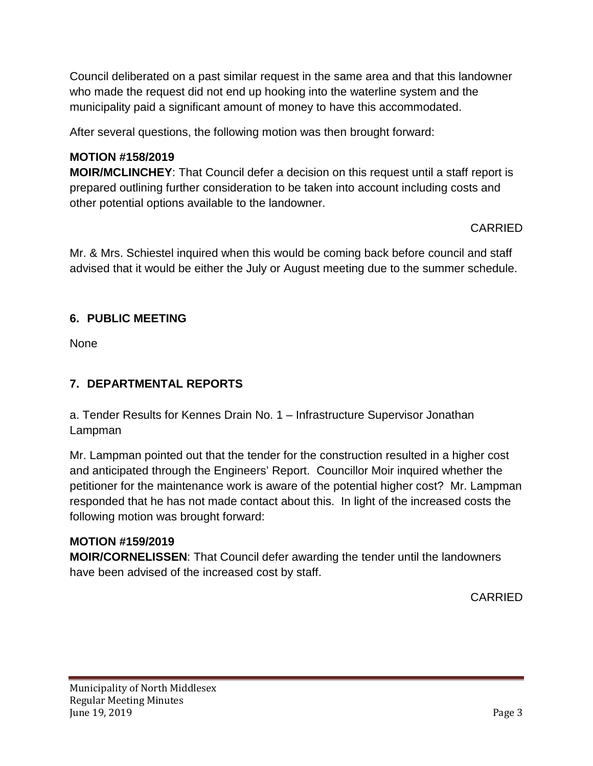Council deliberated on a past similar request in the same area and that this landowner who made the request did not end up hooking into the waterline system and the municipality paid a significant amount of money to have this accommodated.

After several questions, the following motion was then brought forward:

**MOTION #158/2019**
**MOIR/MCLINCHEY**: That Council defer a decision on this request until a staff report is prepared outlining further consideration to be taken into account including costs and other potential options available to the landowner.

CARRIED

Mr. & Mrs. Schiestel inquired when this would be coming back before council and staff advised that it would be either the July or August meeting due to the summer schedule.

## 6. PUBLIC MEETING

None

## 7. DEPARTMENTAL REPORTS

a. Tender Results for Kennes Drain No. 1 – Infrastructure Supervisor Jonathan Lampman

Mr. Lampman pointed out that the tender for the construction resulted in a higher cost and anticipated through the Engineers' Report. Councillor Moir inquired whether the petitioner for the maintenance work is aware of the potential higher cost? Mr. Lampman responded that he has not made contact about this. In light of the increased costs the following motion was brought forward:

**MOTION #159/2019**
**MOIR/CORNELISSEN**: That Council defer awarding the tender until the landowners have been advised of the increased cost by staff.

CARRIED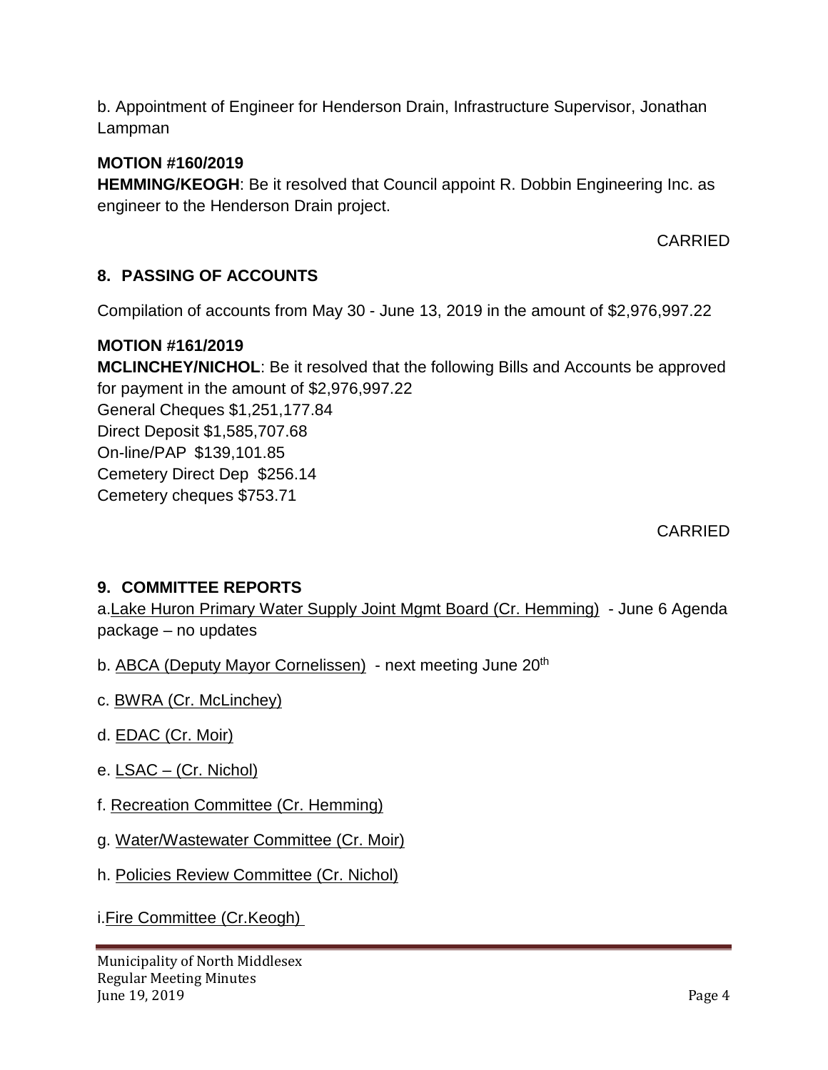b. Appointment of Engineer for Henderson Drain, Infrastructure Supervisor, Jonathan Lampman

**MOTION #160/2019**
**HEMMING/KEOGH**: Be it resolved that Council appoint R. Dobbin Engineering Inc. as engineer to the Henderson Drain project.

CARRIED

## 8. PASSING OF ACCOUNTS

Compilation of accounts from May 30 - June 13, 2019 in the amount of $2,976,997.22

**MOTION #161/2019**
**MCLINCHEY/NICHOL**: Be it resolved that the following Bills and Accounts be approved for payment in the amount of $2,976,997.22
General Cheques $1,251,177.84
Direct Deposit $1,585,707.68
On-line/PAP $139,101.85
Cemetery Direct Dep $256.14
Cemetery cheques $753.71

CARRIED

## 9. COMMITTEE REPORTS

a. Lake Huron Primary Water Supply Joint Mgmt Board (Cr. Hemming) - June 6 Agenda package – no updates

b. ABCA (Deputy Mayor Cornelissen) - next meeting June 20th

c. BWRA (Cr. McLinchey)

d. EDAC (Cr. Moir)

e. LSAC – (Cr. Nichol)

f. Recreation Committee (Cr. Hemming)

g. Water/Wastewater Committee (Cr. Moir)

h. Policies Review Committee (Cr. Nichol)

i. Fire Committee (Cr.Keogh)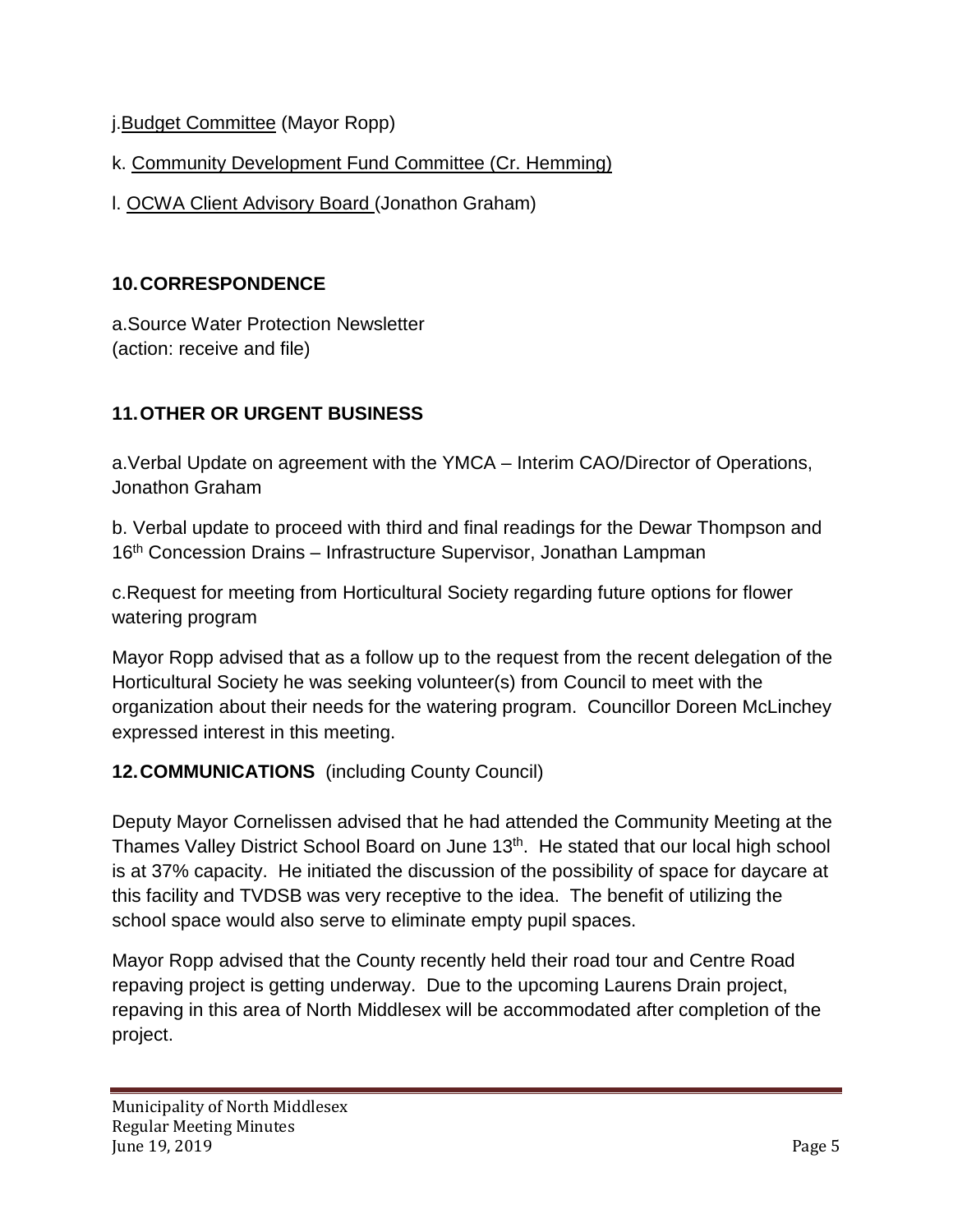j.Budget Committee (Mayor Ropp)

k. Community Development Fund Committee (Cr. Hemming)

l. OCWA Client Advisory Board (Jonathon Graham)

## 10. CORRESPONDENCE

a.Source Water Protection Newsletter
(action: receive and file)

## 11. OTHER OR URGENT BUSINESS

a.Verbal Update on agreement with the YMCA – Interim CAO/Director of Operations, Jonathon Graham

b. Verbal update to proceed with third and final readings for the Dewar Thompson and 16th Concession Drains – Infrastructure Supervisor, Jonathan Lampman

c.Request for meeting from Horticultural Society regarding future options for flower watering program

Mayor Ropp advised that as a follow up to the request from the recent delegation of the Horticultural Society he was seeking volunteer(s) from Council to meet with the organization about their needs for the watering program. Councillor Doreen McLinchey expressed interest in this meeting.

## 12. COMMUNICATIONS (including County Council)

Deputy Mayor Cornelissen advised that he had attended the Community Meeting at the Thames Valley District School Board on June 13th. He stated that our local high school is at 37% capacity. He initiated the discussion of the possibility of space for daycare at this facility and TVDSB was very receptive to the idea. The benefit of utilizing the school space would also serve to eliminate empty pupil spaces.

Mayor Ropp advised that the County recently held their road tour and Centre Road repaving project is getting underway. Due to the upcoming Laurens Drain project, repaving in this area of North Middlesex will be accommodated after completion of the project.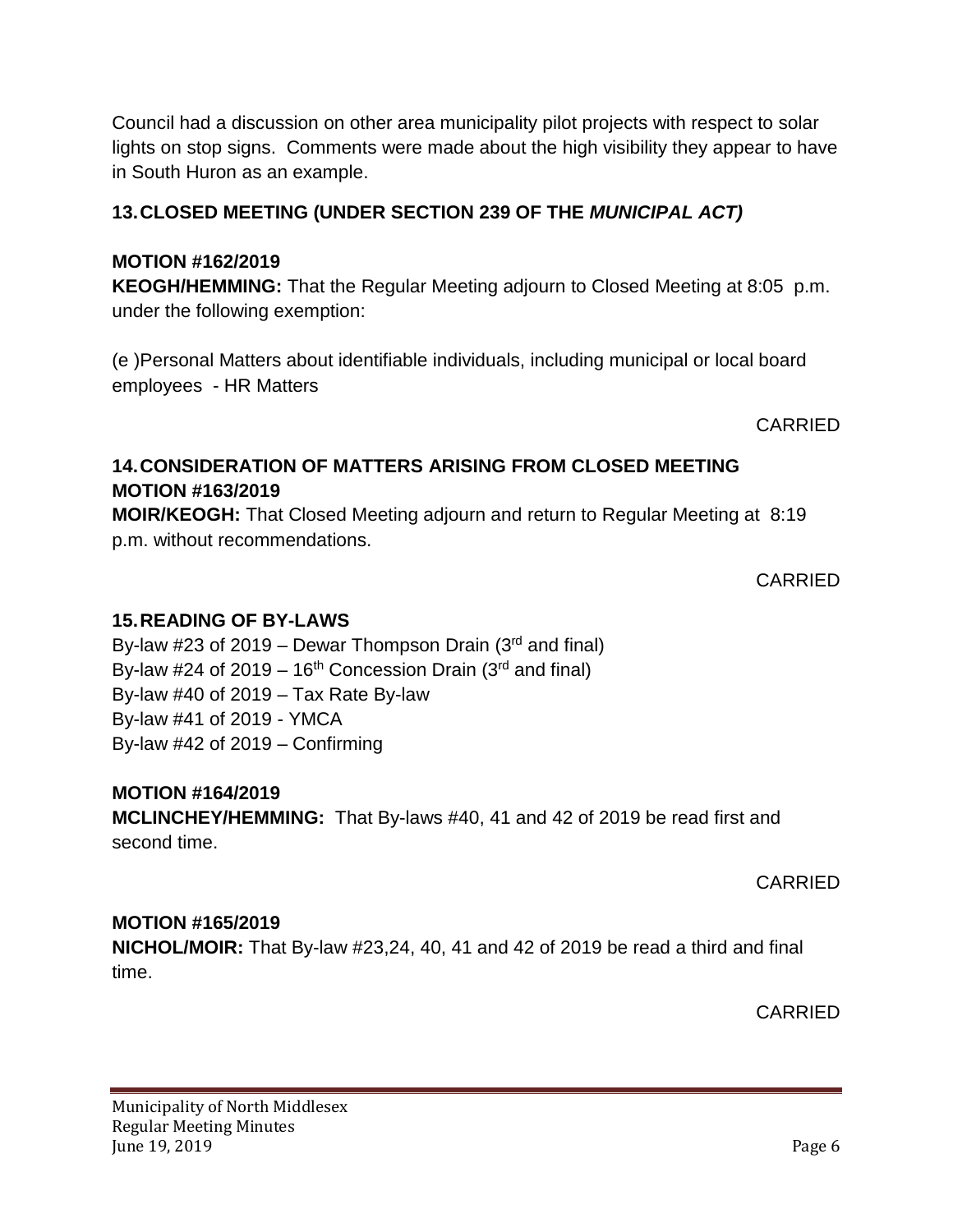Council had a discussion on other area municipality pilot projects with respect to solar lights on stop signs. Comments were made about the high visibility they appear to have in South Huron as an example.

## 13. CLOSED MEETING (UNDER SECTION 239 OF THE *MUNICIPAL ACT)*

**MOTION #162/2019**

**KEOGH/HEMMING:** That the Regular Meeting adjourn to Closed Meeting at 8:05 p.m. under the following exemption:

(e )Personal Matters about identifiable individuals, including municipal or local board employees - HR Matters

CARRIED

## 14. CONSIDERATION OF MATTERS ARISING FROM CLOSED MEETING

**MOTION #163/2019**

**MOIR/KEOGH:** That Closed Meeting adjourn and return to Regular Meeting at 8:19 p.m. without recommendations.

CARRIED

## 15. READING OF BY-LAWS

By-law #23 of 2019 – Dewar Thompson Drain (3rd and final)
By-law #24 of 2019 – 16th Concession Drain (3rd and final)
By-law #40 of 2019 – Tax Rate By-law
By-law #41 of 2019 - YMCA
By-law #42 of 2019 – Confirming

**MOTION #164/2019**

**MCLINCHEY/HEMMING:** That By-laws #40, 41 and 42 of 2019 be read first and second time.

CARRIED

**MOTION #165/2019**

**NICHOL/MOIR:** That By-law #23,24, 40, 41 and 42 of 2019 be read a third and final time.

CARRIED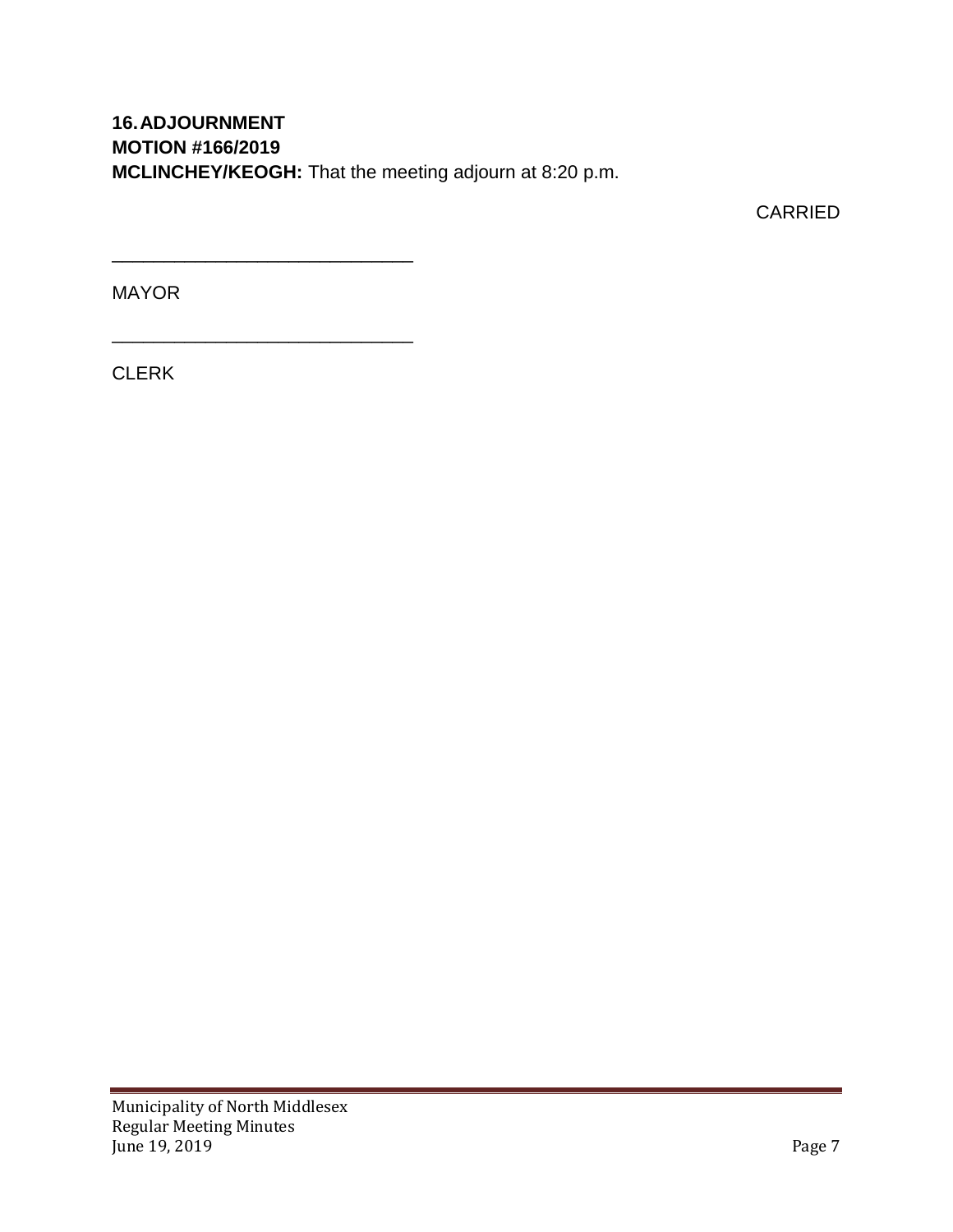**16. ADJOURNMENT**
**MOTION #166/2019**
**MCLINCHEY/KEOGH:** That the meeting adjourn at 8:20 p.m.

CARRIED

______________________________

MAYOR

______________________________

CLERK